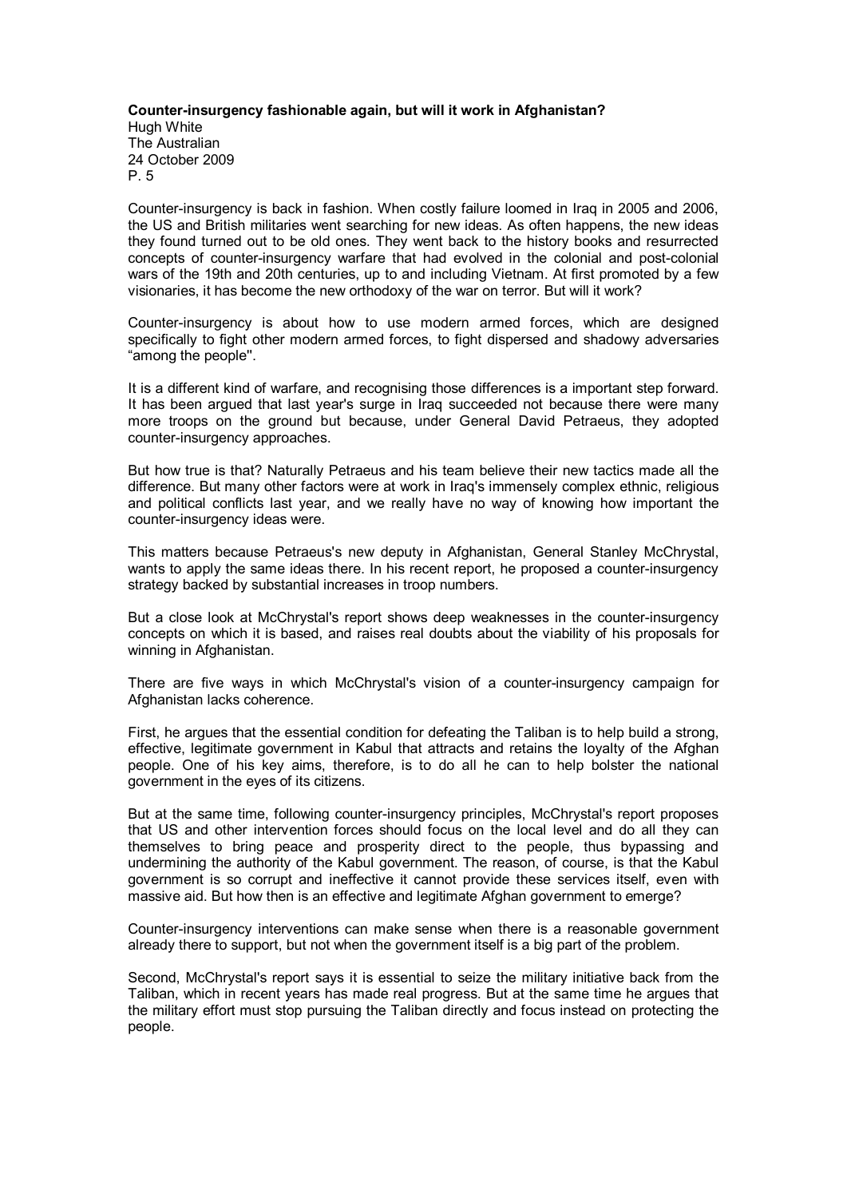**Counter-insurgency fashionable again, but will it work in Afghanistan?**
Hugh White
The Australian
24 October 2009
P. 5

Counter-insurgency is back in fashion. When costly failure loomed in Iraq in 2005 and 2006, the US and British militaries went searching for new ideas. As often happens, the new ideas they found turned out to be old ones. They went back to the history books and resurrected concepts of counter-insurgency warfare that had evolved in the colonial and post-colonial wars of the 19th and 20th centuries, up to and including Vietnam. At first promoted by a few visionaries, it has become the new orthodoxy of the war on terror. But will it work?

Counter-insurgency is about how to use modern armed forces, which are designed specifically to fight other modern armed forces, to fight dispersed and shadowy adversaries "among the people".

It is a different kind of warfare, and recognising those differences is a important step forward. It has been argued that last year's surge in Iraq succeeded not because there were many more troops on the ground but because, under General David Petraeus, they adopted counter-insurgency approaches.

But how true is that? Naturally Petraeus and his team believe their new tactics made all the difference. But many other factors were at work in Iraq's immensely complex ethnic, religious and political conflicts last year, and we really have no way of knowing how important the counter-insurgency ideas were.

This matters because Petraeus's new deputy in Afghanistan, General Stanley McChrystal, wants to apply the same ideas there. In his recent report, he proposed a counter-insurgency strategy backed by substantial increases in troop numbers.

But a close look at McChrystal's report shows deep weaknesses in the counter-insurgency concepts on which it is based, and raises real doubts about the viability of his proposals for winning in Afghanistan.

There are five ways in which McChrystal's vision of a counter-insurgency campaign for Afghanistan lacks coherence.

First, he argues that the essential condition for defeating the Taliban is to help build a strong, effective, legitimate government in Kabul that attracts and retains the loyalty of the Afghan people. One of his key aims, therefore, is to do all he can to help bolster the national government in the eyes of its citizens.

But at the same time, following counter-insurgency principles, McChrystal's report proposes that US and other intervention forces should focus on the local level and do all they can themselves to bring peace and prosperity direct to the people, thus bypassing and undermining the authority of the Kabul government. The reason, of course, is that the Kabul government is so corrupt and ineffective it cannot provide these services itself, even with massive aid. But how then is an effective and legitimate Afghan government to emerge?

Counter-insurgency interventions can make sense when there is a reasonable government already there to support, but not when the government itself is a big part of the problem.

Second, McChrystal's report says it is essential to seize the military initiative back from the Taliban, which in recent years has made real progress. But at the same time he argues that the military effort must stop pursuing the Taliban directly and focus instead on protecting the people.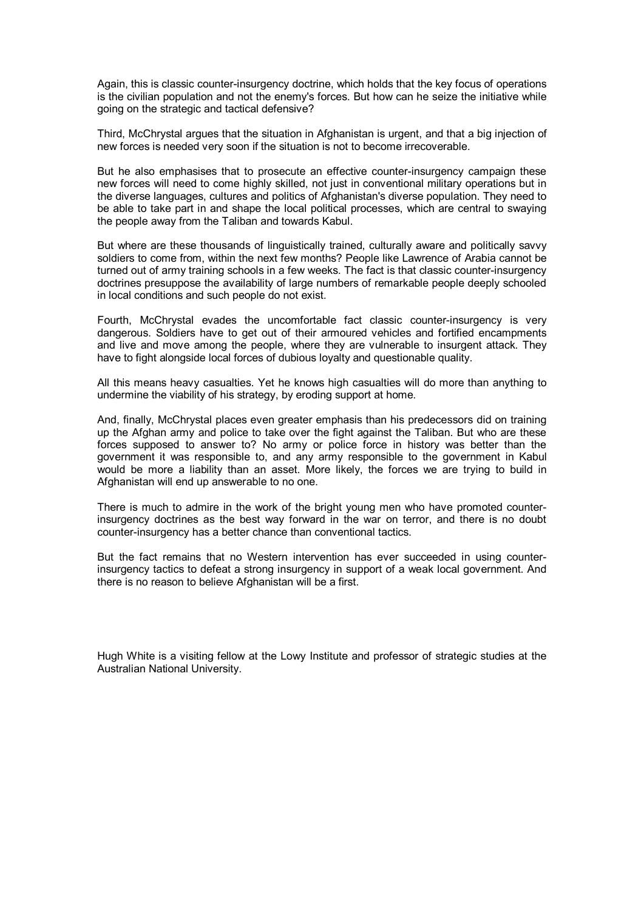Again, this is classic counter-insurgency doctrine, which holds that the key focus of operations is the civilian population and not the enemy's forces. But how can he seize the initiative while going on the strategic and tactical defensive?

Third, McChrystal argues that the situation in Afghanistan is urgent, and that a big injection of new forces is needed very soon if the situation is not to become irrecoverable.

But he also emphasises that to prosecute an effective counter-insurgency campaign these new forces will need to come highly skilled, not just in conventional military operations but in the diverse languages, cultures and politics of Afghanistan's diverse population. They need to be able to take part in and shape the local political processes, which are central to swaying the people away from the Taliban and towards Kabul.

But where are these thousands of linguistically trained, culturally aware and politically savvy soldiers to come from, within the next few months? People like Lawrence of Arabia cannot be turned out of army training schools in a few weeks. The fact is that classic counter-insurgency doctrines presuppose the availability of large numbers of remarkable people deeply schooled in local conditions and such people do not exist.

Fourth, McChrystal evades the uncomfortable fact classic counter-insurgency is very dangerous. Soldiers have to get out of their armoured vehicles and fortified encampments and live and move among the people, where they are vulnerable to insurgent attack. They have to fight alongside local forces of dubious loyalty and questionable quality.

All this means heavy casualties. Yet he knows high casualties will do more than anything to undermine the viability of his strategy, by eroding support at home.

And, finally, McChrystal places even greater emphasis than his predecessors did on training up the Afghan army and police to take over the fight against the Taliban. But who are these forces supposed to answer to? No army or police force in history was better than the government it was responsible to, and any army responsible to the government in Kabul would be more a liability than an asset. More likely, the forces we are trying to build in Afghanistan will end up answerable to no one.

There is much to admire in the work of the bright young men who have promoted counter-insurgency doctrines as the best way forward in the war on terror, and there is no doubt counter-insurgency has a better chance than conventional tactics.

But the fact remains that no Western intervention has ever succeeded in using counter-insurgency tactics to defeat a strong insurgency in support of a weak local government. And there is no reason to believe Afghanistan will be a first.

Hugh White is a visiting fellow at the Lowy Institute and professor of strategic studies at the Australian National University.